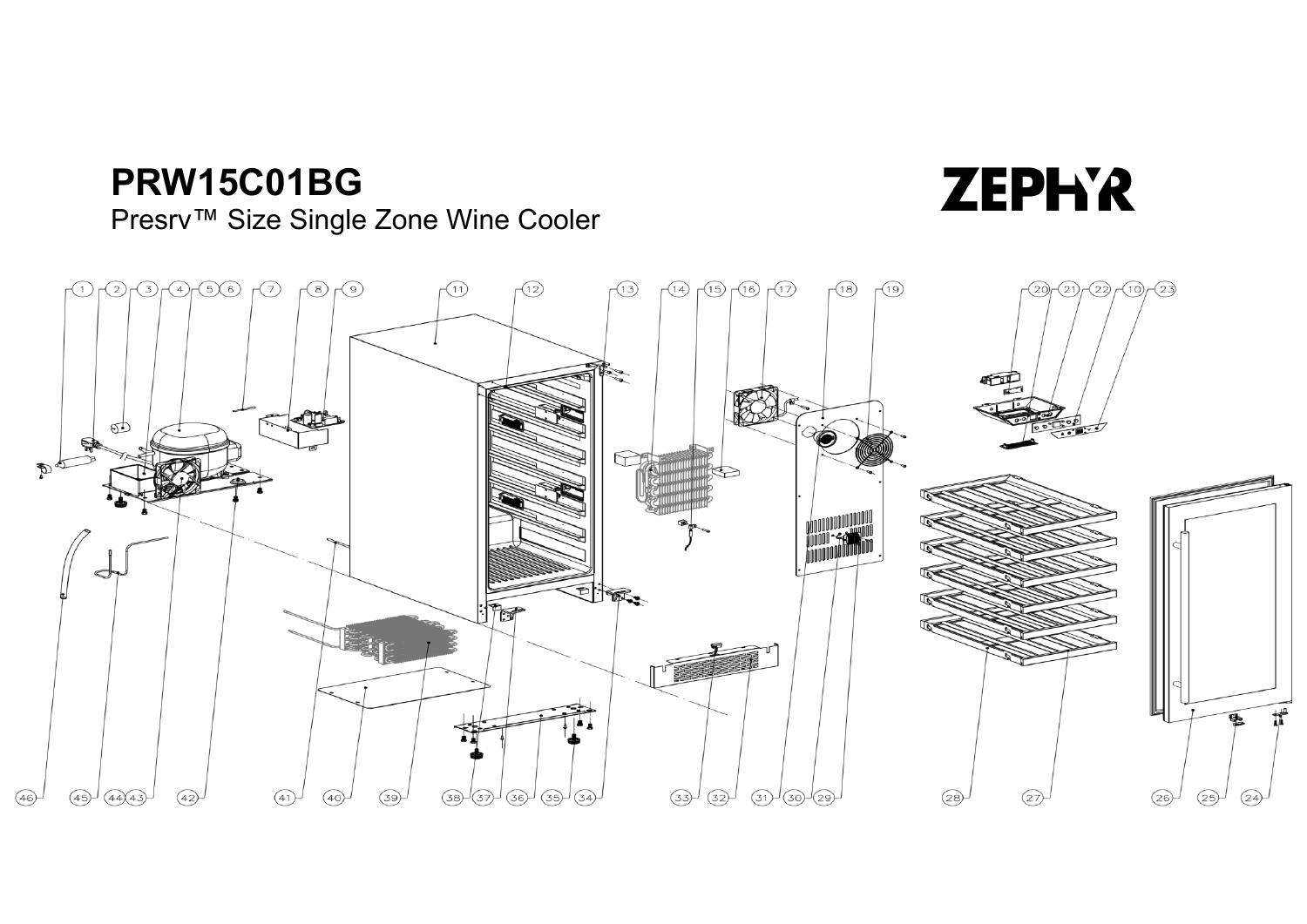# PRW15C01BG

Presrv™ Size Single Zone Wine Cooler

ZEPHYR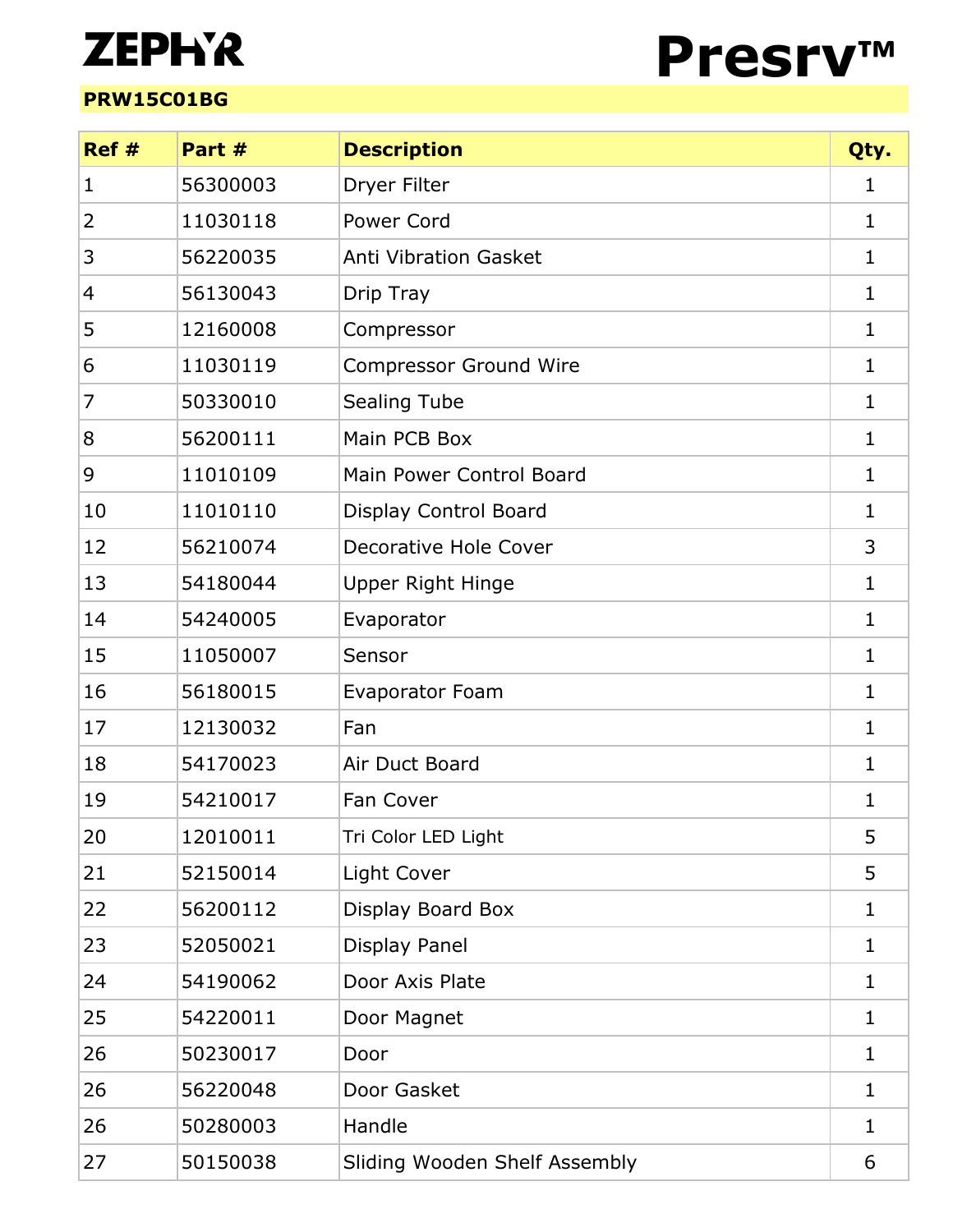# ZEPHYR

# Presrv™

**PRW15C01BG**

| Ref # | Part # | Description | Qty. |
|---|---|---|---|
| 1 | 56300003 | Dryer Filter | 1 |
| 2 | 11030118 | Power Cord | 1 |
| 3 | 56220035 | Anti Vibration Gasket | 1 |
| 4 | 56130043 | Drip Tray | 1 |
| 5 | 12160008 | Compressor | 1 |
| 6 | 11030119 | Compressor Ground Wire | 1 |
| 7 | 50330010 | Sealing Tube | 1 |
| 8 | 56200111 | Main PCB Box | 1 |
| 9 | 11010109 | Main Power Control Board | 1 |
| 10 | 11010110 | Display Control Board | 1 |
| 12 | 56210074 | Decorative Hole Cover | 3 |
| 13 | 54180044 | Upper Right Hinge | 1 |
| 14 | 54240005 | Evaporator | 1 |
| 15 | 11050007 | Sensor | 1 |
| 16 | 56180015 | Evaporator Foam | 1 |
| 17 | 12130032 | Fan | 1 |
| 18 | 54170023 | Air Duct Board | 1 |
| 19 | 54210017 | Fan Cover | 1 |
| 20 | 12010011 | Tri Color LED Light | 5 |
| 21 | 52150014 | Light Cover | 5 |
| 22 | 56200112 | Display Board Box | 1 |
| 23 | 52050021 | Display Panel | 1 |
| 24 | 54190062 | Door Axis Plate | 1 |
| 25 | 54220011 | Door Magnet | 1 |
| 26 | 50230017 | Door | 1 |
| 26 | 56220048 | Door Gasket | 1 |
| 26 | 50280003 | Handle | 1 |
| 27 | 50150038 | Sliding Wooden Shelf Assembly | 6 |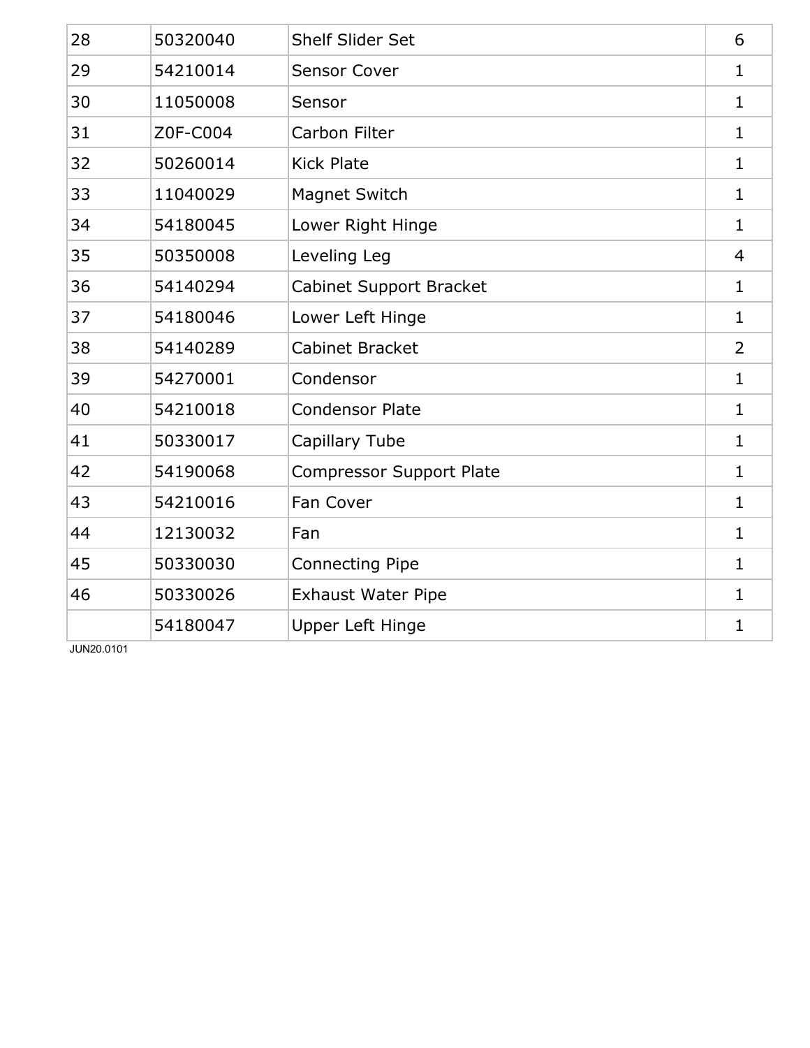| | | | |
|---|---|---|---|
| 28 | 50320040 | Shelf Slider Set | 6 |
| 29 | 54210014 | Sensor Cover | 1 |
| 30 | 11050008 | Sensor | 1 |
| 31 | Z0F-C004 | Carbon Filter | 1 |
| 32 | 50260014 | Kick Plate | 1 |
| 33 | 11040029 | Magnet Switch | 1 |
| 34 | 54180045 | Lower Right Hinge | 1 |
| 35 | 50350008 | Leveling Leg | 4 |
| 36 | 54140294 | Cabinet Support Bracket | 1 |
| 37 | 54180046 | Lower Left Hinge | 1 |
| 38 | 54140289 | Cabinet Bracket | 2 |
| 39 | 54270001 | Condensor | 1 |
| 40 | 54210018 | Condensor Plate | 1 |
| 41 | 50330017 | Capillary Tube | 1 |
| 42 | 54190068 | Compressor Support Plate | 1 |
| 43 | 54210016 | Fan Cover | 1 |
| 44 | 12130032 | Fan | 1 |
| 45 | 50330030 | Connecting Pipe | 1 |
| 46 | 50330026 | Exhaust Water Pipe | 1 |
| | 54180047 | Upper Left Hinge | 1 |

JUN20.0101